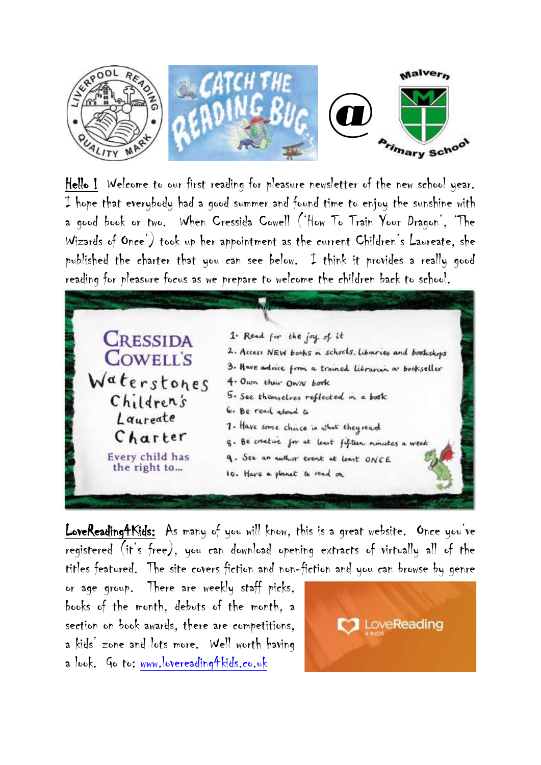**Hello !** Welcome to our first reading for pleasure newsletter of the new school year. I hope that everybody had a good summer and found time to enjoy the sunshine with a good book or two. When Cressida Cowell ('How To Train Your Dragon', 'The Wizards of Once') took up her appointment as the current Children's Laureate, she published the charter that you can see below. I think it provides a really good reading for pleasure focus as we prepare to welcome the children back to school.

**Cressida Cowell's Waterstones Children's Laureate Charter**

Every child has the right to...

1. Read for the joy of it
2. Access NEW books in schools, libraries and bookshops
3. Have advice from a trained librarian or bookseller
4. Own their OWN book
5. See themselves reflected in a book
6. Be read aloud to
7. Have some choice in what they read
8. Be creative for at least fifteen minutes a week
9. See an author event at least ONCE
10. Have a planet to read on

**LoveReading4Kids:** As many of you will know, this is a great website. Once you've registered (it's free), you can download opening extracts of virtually all of the titles featured. The site covers fiction and non-fiction and you can browse by genre or age group. There are weekly staff picks, books of the month, debuts of the month, a section on book awards, there are competitions, a kids' zone and lots more. Well worth having a look. Go to: www.lovereading4kids.co.uk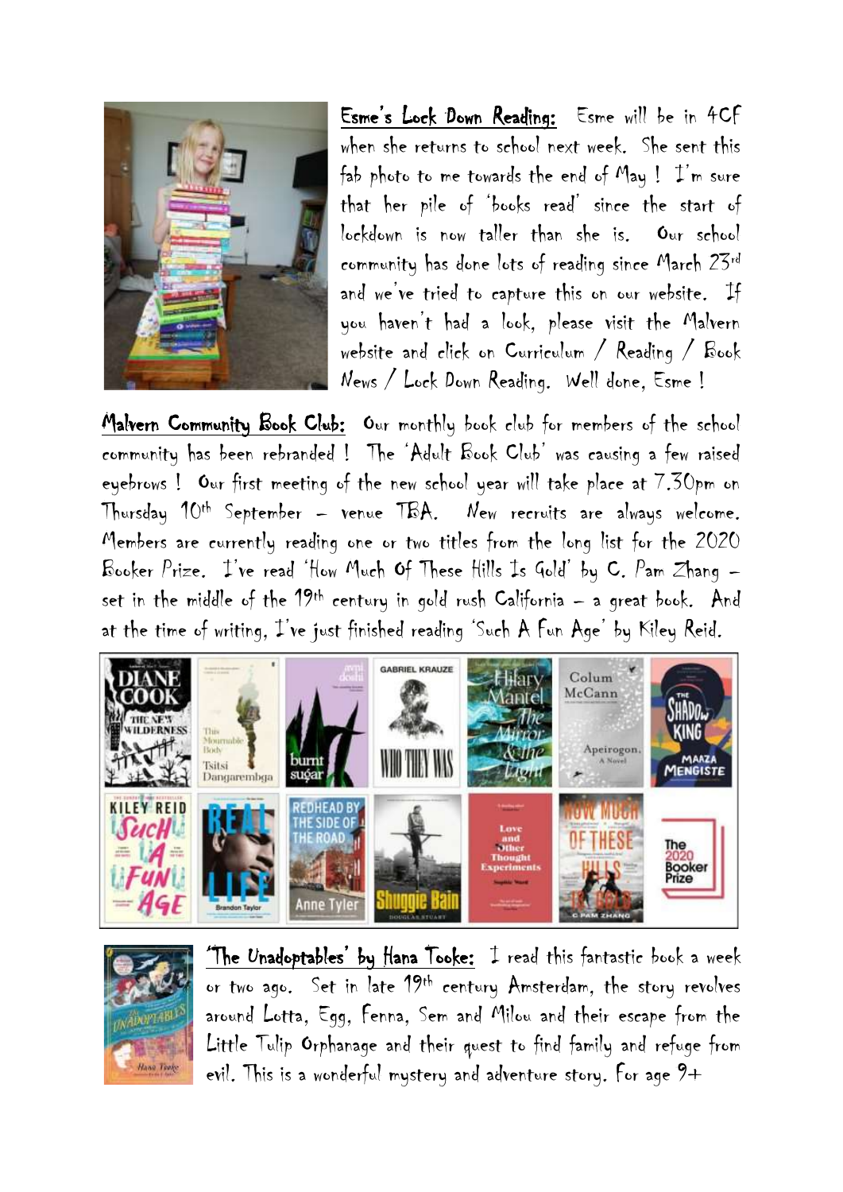**Esme's Lock Down Reading:** Esme will be in 4CF when she returns to school next week. She sent this fab photo to me towards the end of May ! I'm sure that her pile of 'books read' since the start of lockdown is now taller than she is. Our school community has done lots of reading since March 23rd and we've tried to capture this on our website. If you haven't had a look, please visit the Malvern website and click on Curriculum / Reading / Book News / Lock Down Reading. Well done, Esme !

**Malvern Community Book Club:** Our monthly book club for members of the school community has been rebranded ! The 'Adult Book Club' was causing a few raised eyebrows ! Our first meeting of the new school year will take place at 7.30pm on Thursday 10th September – venue TBA. New recruits are always welcome. Members are currently reading one or two titles from the long list for the 2020 Booker Prize. I've read 'How Much Of These Hills Is Gold' by C. Pam Zhang – set in the middle of the 19th century in gold rush California – a great book. And at the time of writing, I've just finished reading 'Such A Fun Age' by Kiley Reid.

**'The Unadoptables' by Hana Tooke:** I read this fantastic book a week or two ago. Set in late 19th century Amsterdam, the story revolves around Lotta, Egg, Fenna, Sem and Milou and their escape from the Little Tulip Orphanage and their quest to find family and refuge from evil. This is a wonderful mystery and adventure story. For age 9+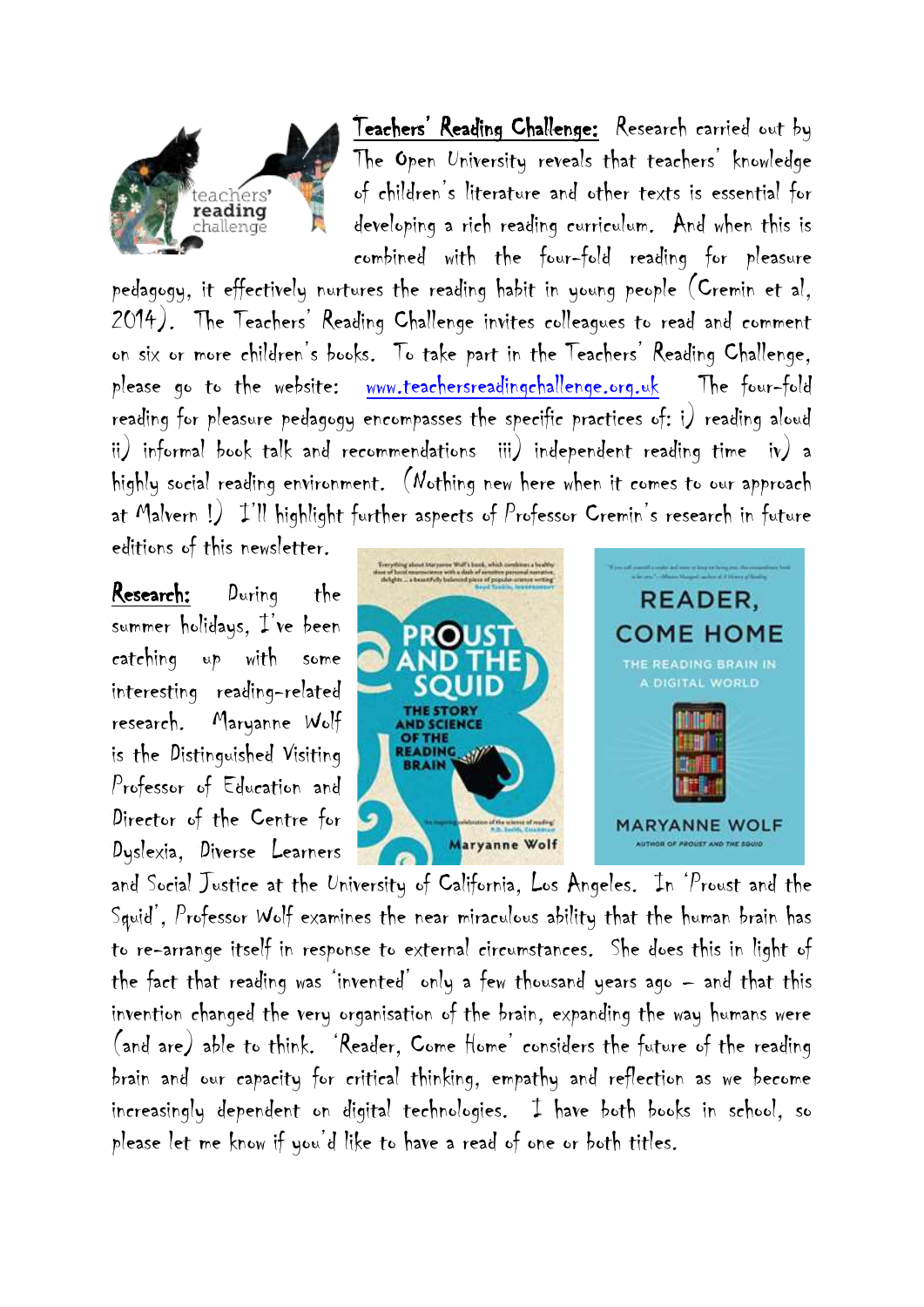**Teachers' Reading Challenge:** Research carried out by The Open University reveals that teachers' knowledge of children's literature and other texts is essential for developing a rich reading curriculum. And when this is combined with the four-fold reading for pleasure pedagogy, it effectively nurtures the reading habit in young people (Cremin et al, 2014). The Teachers' Reading Challenge invites colleagues to read and comment on six or more children's books. To take part in the Teachers' Reading Challenge, please go to the website: www.teachersreadingchallenge.org.uk The four-fold reading for pleasure pedagogy encompasses the specific practices of: i) reading aloud ii) informal book talk and recommendations iii) independent reading time iv) a highly social reading environment. (Nothing new here when it comes to our approach at Malvern !) I'll highlight further aspects of Professor Cremin's research in future editions of this newsletter.

**Research:** During the summer holidays, I've been catching up with some interesting reading-related research. Maryanne Wolf is the Distinguished Visiting Professor of Education and Director of the Centre for Dyslexia, Diverse Learners and Social Justice at the University of California, Los Angeles. In 'Proust and the Squid', Professor Wolf examines the near miraculous ability that the human brain has to re-arrange itself in response to external circumstances. She does this in light of the fact that reading was 'invented' only a few thousand years ago – and that this invention changed the very organisation of the brain, expanding the way humans were (and are) able to think. 'Reader, Come Home' considers the future of the reading brain and our capacity for critical thinking, empathy and reflection as we become increasingly dependent on digital technologies. I have both books in school, so please let me know if you'd like to have a read of one or both titles.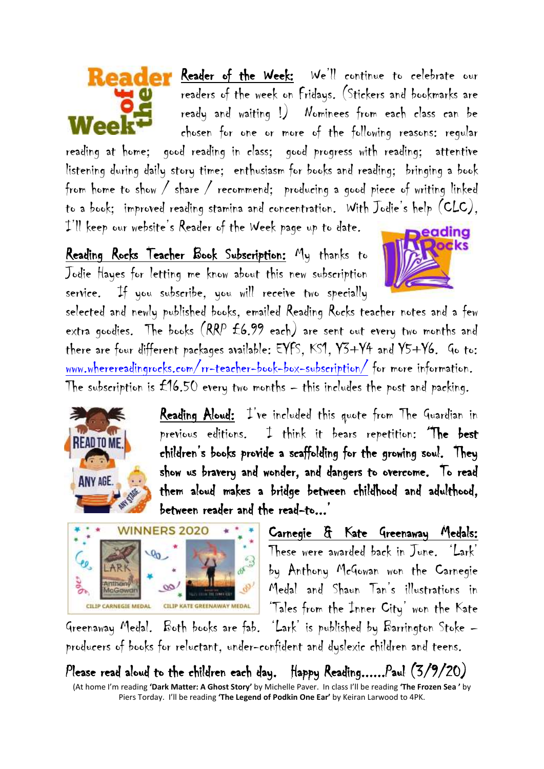**Reader of the Week:** We'll continue to celebrate our readers of the week on Fridays. (Stickers and bookmarks are ready and waiting !) Nominees from each class can be chosen for one or more of the following reasons: regular reading at home; good reading in class; good progress with reading; attentive listening during daily story time; enthusiasm for books and reading; bringing a book from home to show / share / recommend; producing a good piece of writing linked to a book; improved reading stamina and concentration. With Jodie's help (CLC), I'll keep our website's Reader of the Week page up to date.

**Reading Rocks Teacher Book Subscription:** My thanks to Jodie Hayes for letting me know about this new subscription service. If you subscribe, you will receive two specially selected and newly published books, emailed Reading Rocks teacher notes and a few extra goodies. The books (RRP £6.99 each) are sent out every two months and there are four different packages available: EYFS, KS1, Y3+Y4 and Y5+Y6. Go to: www.wherereadingrocks.com/rr-teacher-book-box-subscription/ for more information. The subscription is £16.50 every two months – this includes the post and packing.

**Reading Aloud:** I've included this quote from The Guardian in previous editions. I think it bears repetition: **'The best children's books provide a scaffolding for the growing soul. They show us bravery and wonder, and dangers to overcome. To read them aloud makes a bridge between childhood and adulthood, between reader and the read-to…'**

WINNERS 2020

CILIP CARNEGIE MEDAL

CILIP KATE GREENAWAY MEDAL

**Carnegie & Kate Greenaway Medals:** These were awarded back in June. 'Lark' by Anthony McGowan won the Carnegie Medal and Shaun Tan's illustrations in 'Tales from the Inner City' won the Kate Greenaway Medal. Both books are fab. 'Lark' is published by Barrington Stoke – producers of books for reluctant, under-confident and dyslexic children and teens.

Please read aloud to the children each day. Happy Reading……Paul (3/9/20)

(At home I'm reading **'Dark Matter: A Ghost Story'** by Michelle Paver. In class I'll be reading **'The Frozen Sea'** by Piers Torday. I'll be reading **'The Legend of Podkin One Ear'** by Keiran Larwood to 4PK.